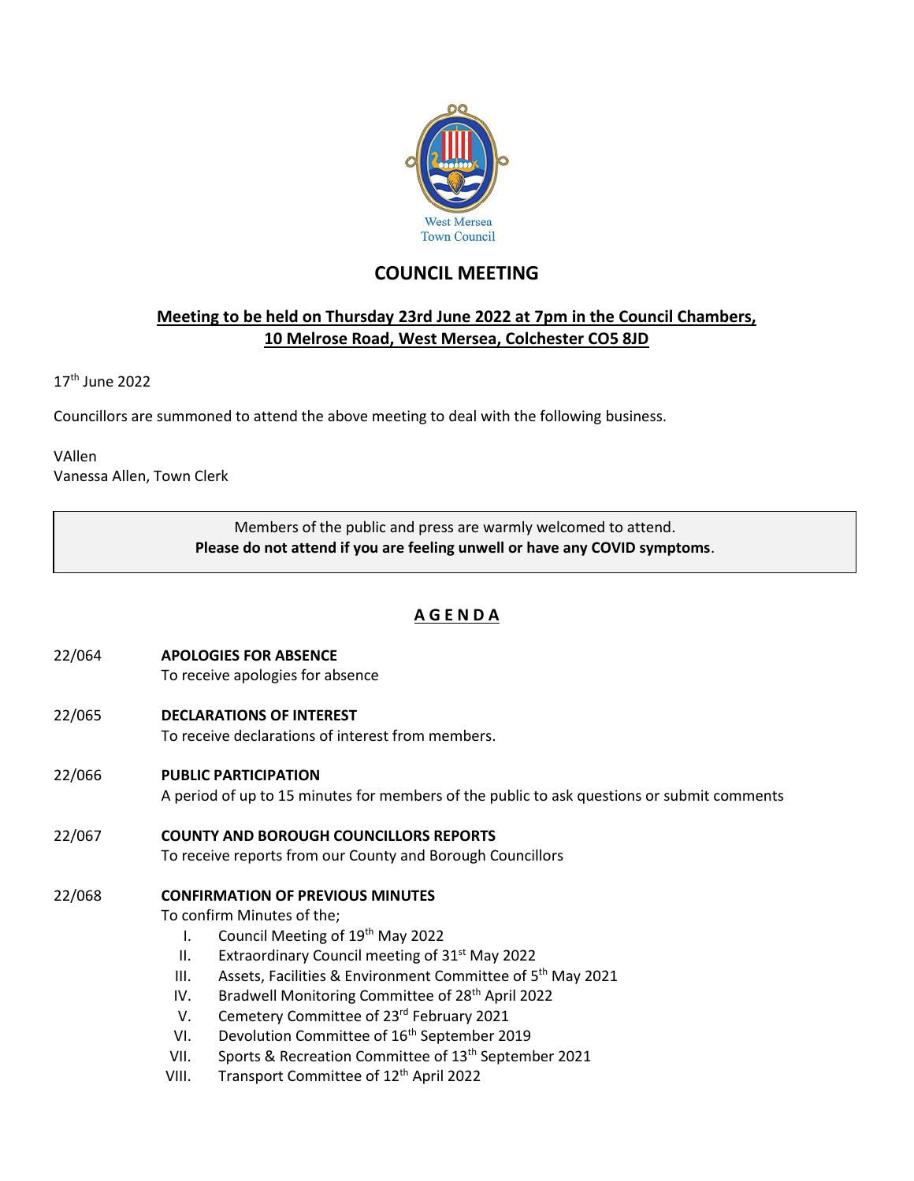West Mersea Town Council

# COUNCIL MEETING

## **Meeting to be held on Thursday 23rd June 2022 at 7pm in the Council Chambers, 10 Melrose Road, West Mersea, Colchester CO5 8JD**

17th June 2022

Councillors are summoned to attend the above meeting to deal with the following business.

VAllen
Vanessa Allen, Town Clerk

> Members of the public and press are warmly welcomed to attend.
> **Please do not attend if you are feeling unwell or have any COVID symptoms**.

## A G E N D A

22/064 **APOLOGIES FOR ABSENCE**
To receive apologies for absence

22/065 **DECLARATIONS OF INTEREST**
To receive declarations of interest from members.

22/066 **PUBLIC PARTICIPATION**
A period of up to 15 minutes for members of the public to ask questions or submit comments

22/067 **COUNTY AND BOROUGH COUNCILLORS REPORTS**
To receive reports from our County and Borough Councillors

22/068 **CONFIRMATION OF PREVIOUS MINUTES**
To confirm Minutes of the;

I. Council Meeting of 19th May 2022
II. Extraordinary Council meeting of 31st May 2022
III. Assets, Facilities & Environment Committee of 5th May 2021
IV. Bradwell Monitoring Committee of 28th April 2022
V. Cemetery Committee of 23rd February 2021
VI. Devolution Committee of 16th September 2019
VII. Sports & Recreation Committee of 13th September 2021
VIII. Transport Committee of 12th April 2022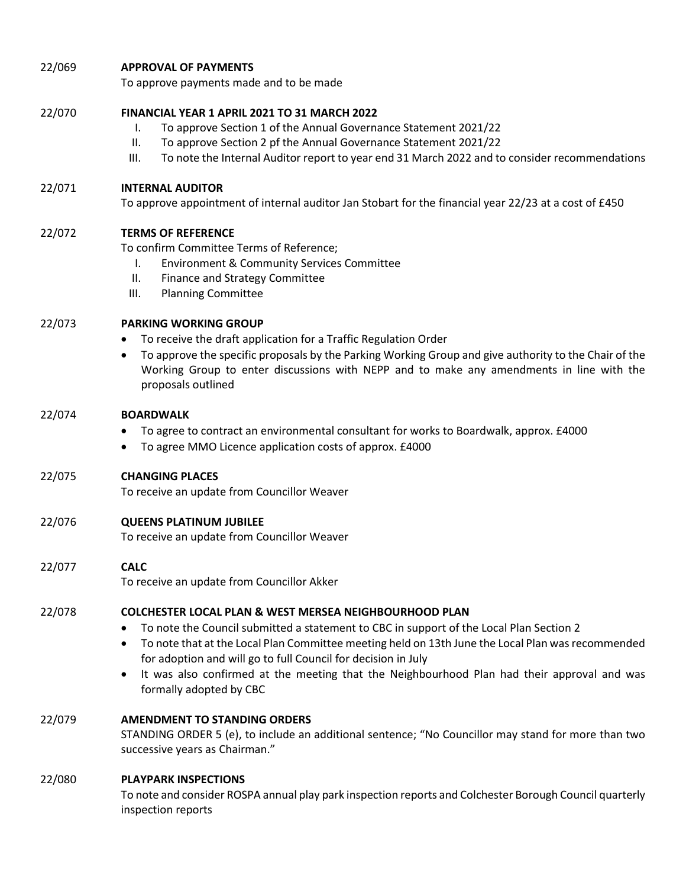22/069 **APPROVAL OF PAYMENTS**

To approve payments made and to be made

22/070 **FINANCIAL YEAR 1 APRIL 2021 TO 31 MARCH 2022**

I. To approve Section 1 of the Annual Governance Statement 2021/22
II. To approve Section 2 pf the Annual Governance Statement 2021/22
III. To note the Internal Auditor report to year end 31 March 2022 and to consider recommendations

22/071 **INTERNAL AUDITOR**

To approve appointment of internal auditor Jan Stobart for the financial year 22/23 at a cost of £450

22/072 **TERMS OF REFERENCE**

To confirm Committee Terms of Reference;

I. Environment & Community Services Committee
II. Finance and Strategy Committee
III. Planning Committee

22/073 **PARKING WORKING GROUP**

- To receive the draft application for a Traffic Regulation Order
- To approve the specific proposals by the Parking Working Group and give authority to the Chair of the Working Group to enter discussions with NEPP and to make any amendments in line with the proposals outlined

22/074 **BOARDWALK**

- To agree to contract an environmental consultant for works to Boardwalk, approx. £4000
- To agree MMO Licence application costs of approx. £4000

22/075 **CHANGING PLACES**

To receive an update from Councillor Weaver

22/076 **QUEENS PLATINUM JUBILEE**

To receive an update from Councillor Weaver

22/077 **CALC**

To receive an update from Councillor Akker

22/078 **COLCHESTER LOCAL PLAN & WEST MERSEA NEIGHBOURHOOD PLAN**

- To note the Council submitted a statement to CBC in support of the Local Plan Section 2
- To note that at the Local Plan Committee meeting held on 13th June the Local Plan was recommended for adoption and will go to full Council for decision in July
- It was also confirmed at the meeting that the Neighbourhood Plan had their approval and was formally adopted by CBC

22/079 **AMENDMENT TO STANDING ORDERS**

STANDING ORDER 5 (e), to include an additional sentence; "No Councillor may stand for more than two successive years as Chairman."

22/080 **PLAYPARK INSPECTIONS**

To note and consider ROSPA annual play park inspection reports and Colchester Borough Council quarterly inspection reports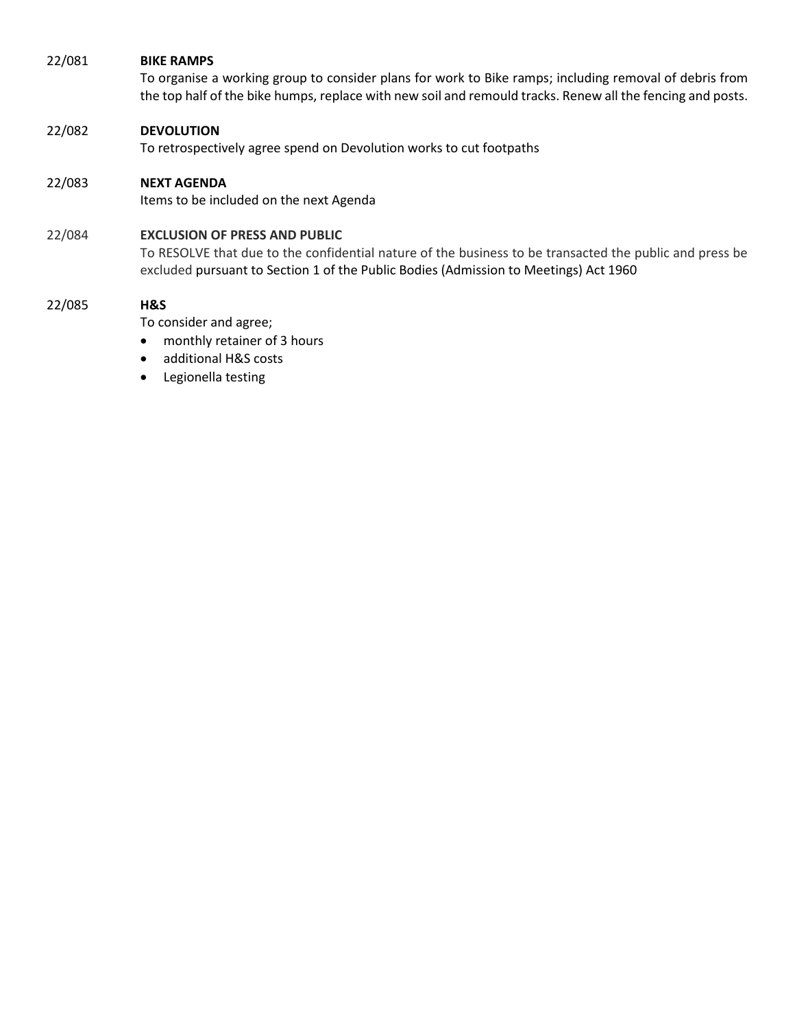22/081 **BIKE RAMPS**

To organise a working group to consider plans for work to Bike ramps; including removal of debris from the top half of the bike humps, replace with new soil and remould tracks. Renew all the fencing and posts.

22/082 **DEVOLUTION**

To retrospectively agree spend on Devolution works to cut footpaths

22/083 **NEXT AGENDA**

Items to be included on the next Agenda

22/084 **EXCLUSION OF PRESS AND PUBLIC**

To RESOLVE that due to the confidential nature of the business to be transacted the public and press be excluded pursuant to Section 1 of the Public Bodies (Admission to Meetings) Act 1960

22/085 **H&S**

To consider and agree;

- monthly retainer of 3 hours
- additional H&S costs
- Legionella testing